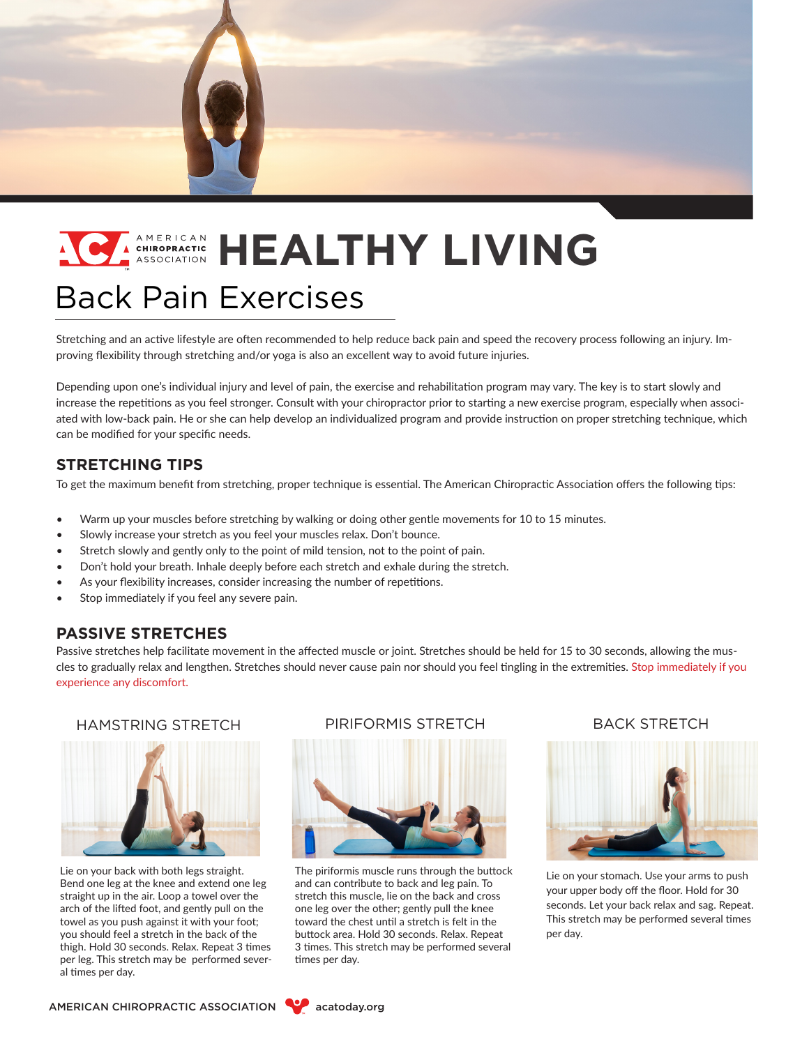# HEALTHY LIVING

## Back Pain Exercises

Stretching and an active lifestyle are often recommended to help reduce back pain and speed the recovery process following an injury. Improving flexibility through stretching and/or yoga is also an excellent way to avoid future injuries.

Depending upon one's individual injury and level of pain, the exercise and rehabilitation program may vary. The key is to start slowly and increase the repetitions as you feel stronger. Consult with your chiropractor prior to starting a new exercise program, especially when associated with low-back pain. He or she can help develop an individualized program and provide instruction on proper stretching technique, which can be modified for your specific needs.

### STRETCHING TIPS

To get the maximum benefit from stretching, proper technique is essential. The American Chiropractic Association offers the following tips:

- Warm up your muscles before stretching by walking or doing other gentle movements for 10 to 15 minutes.
- Slowly increase your stretch as you feel your muscles relax. Don't bounce.
- Stretch slowly and gently only to the point of mild tension, not to the point of pain.
- Don't hold your breath. Inhale deeply before each stretch and exhale during the stretch.
- As your flexibility increases, consider increasing the number of repetitions.
- Stop immediately if you feel any severe pain.

### PASSIVE STRETCHES

Passive stretches help facilitate movement in the affected muscle or joint. Stretches should be held for 15 to 30 seconds, allowing the muscles to gradually relax and lengthen. Stretches should never cause pain nor should you feel tingling in the extremities. Stop immediately if you experience any discomfort.

#### HAMSTRING STRETCH

Lie on your back with both legs straight. Bend one leg at the knee and extend one leg straight up in the air. Loop a towel over the arch of the lifted foot, and gently pull on the towel as you push against it with your foot; you should feel a stretch in the back of the thigh. Hold 30 seconds. Relax. Repeat 3 times per leg. This stretch may be performed several times per day.

#### PIRIFORMIS STRETCH

The piriformis muscle runs through the buttock and can contribute to back and leg pain. To stretch this muscle, lie on the back and cross one leg over the other; gently pull the knee toward the chest until a stretch is felt in the buttock area. Hold 30 seconds. Relax. Repeat 3 times. This stretch may be performed several times per day.

#### BACK STRETCH

Lie on your stomach. Use your arms to push your upper body off the floor. Hold for 30 seconds. Let your back relax and sag. Repeat. This stretch may be performed several times per day.

AMERICAN CHIROPRACTIC ASSOCIATION acatoday.org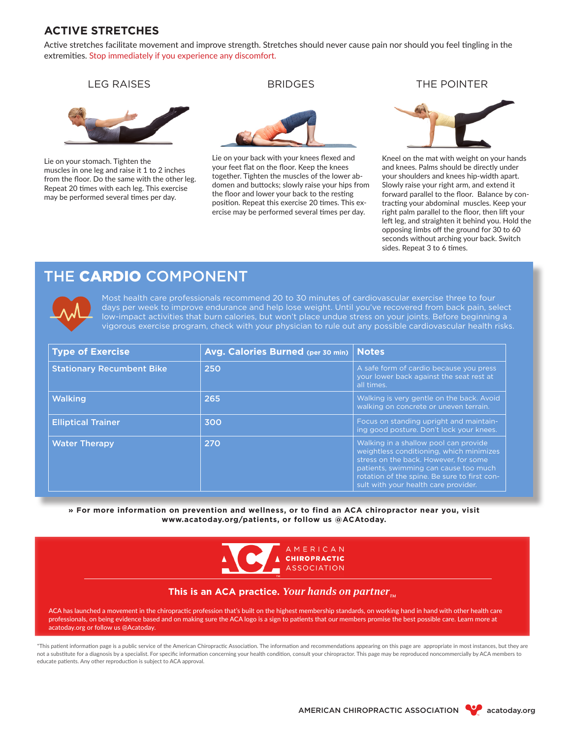## ACTIVE STRETCHES

Active stretches facilitate movement and improve strength. Stretches should never cause pain nor should you feel tingling in the extremities. Stop immediately if you experience any discomfort.

### LEG RAISES

Lie on your stomach. Tighten the muscles in one leg and raise it 1 to 2 inches from the floor. Do the same with the other leg. Repeat 20 times with each leg. This exercise may be performed several times per day.

### BRIDGES

Lie on your back with your knees flexed and your feet flat on the floor. Keep the knees together. Tighten the muscles of the lower abdomen and buttocks; slowly raise your hips from the floor and lower your back to the resting position. Repeat this exercise 20 times. This exercise may be performed several times per day.

### THE POINTER

Kneel on the mat with weight on your hands and knees. Palms should be directly under your shoulders and knees hip-width apart. Slowly raise your right arm, and extend it forward parallel to the floor. Balance by contracting your abdominal muscles. Keep your right palm parallel to the floor, then lift your left leg, and straighten it behind you. Hold the opposing limbs off the ground for 30 to 60 seconds without arching your back. Switch sides. Repeat 3 to 6 times.

## THE CARDIO COMPONENT

Most health care professionals recommend 20 to 30 minutes of cardiovascular exercise three to four days per week to improve endurance and help lose weight. Until you've recovered from back pain, select low-impact activities that burn calories, but won't place undue stress on your joints. Before beginning a vigorous exercise program, check with your physician to rule out any possible cardiovascular health risks.

| Type of Exercise | Avg. Calories Burned (per 30 min) | Notes |
|---|---|---|
| Stationary Recumbent Bike | 250 | A safe form of cardio because you press your lower back against the seat rest at all times. |
| Walking | 265 | Walking is very gentle on the back. Avoid walking on concrete or uneven terrain. |
| Elliptical Trainer | 300 | Focus on standing upright and maintaining good posture. Don't lock your knees. |
| Water Therapy | 270 | Walking in a shallow pool can provide weightless conditioning, which minimizes stress on the back. However, for some patients, swimming can cause too much rotation of the spine. Be sure to first consult with your health care provider. |

**» For more information on prevention and wellness, or to find an ACA chiropractor near you, visit www.acatoday.org/patients, or follow us @ACAtoday.**

AMERICAN CHIROPRACTIC ASSOCIATION

**This is an ACA practice.** *Your hands on partner*™

ACA has launched a movement in the chiropractic profession that's built on the highest membership standards, on working hand in hand with other health care professionals, on being evidence based and on making sure the ACA logo is a sign to patients that our members promise the best possible care. Learn more at acatoday.org or follow us @Acatoday.

*This patient information page is a public service of the American Chiropractic Association. The information and recommendations appearing on this page are appropriate in most instances, but they are not a substitute for a diagnosis by a specialist. For specific information concerning your health condition, consult your chiropractor. This page may be reproduced noncommercially by ACA members to educate patients. Any other reproduction is subject to ACA approval.

AMERICAN CHIROPRACTIC ASSOCIATION acatoday.org